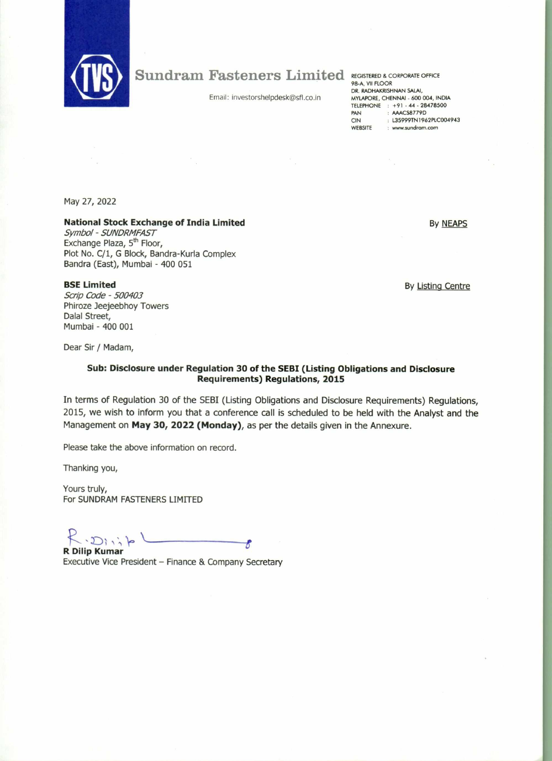# Sundram Fasteners Limited

Email: investorshelpdesk@sfl.co.in

REGISTERED & CORPORATE OFFICE
98-A, VII FLOOR
DR. RADHAKRISHNAN SALAI,
MYLAPORE, CHENNAI - 600 004, INDIA
TELEPHONE : +91 - 44 - 28478500
PAN : AAACS8779D
CIN : L35999TN1962PLC004943
WEBSITE : www.sundram.com

May 27, 2022

**National Stock Exchange of India Limited**
*Symbol - SUNDRMFAST*
Exchange Plaza, 5th Floor,
Plot No. C/1, G Block, Bandra-Kurla Complex
Bandra (East), Mumbai - 400 051

By NEAPS

**BSE Limited**
*Scrip Code - 500403*
Phiroze Jeejeebhoy Towers
Dalal Street,
Mumbai - 400 001

By Listing Centre

Dear Sir / Madam,

**Sub: Disclosure under Regulation 30 of the SEBI (Listing Obligations and Disclosure Requirements) Regulations, 2015**

In terms of Regulation 30 of the SEBI (Listing Obligations and Disclosure Requirements) Regulations, 2015, we wish to inform you that a conference call is scheduled to be held with the Analyst and the Management on **May 30, 2022 (Monday)**, as per the details given in the Annexure.

Please take the above information on record.

Thanking you,

Yours truly,
For SUNDRAM FASTENERS LIMITED

**R Dilip Kumar**
Executive Vice President – Finance & Company Secretary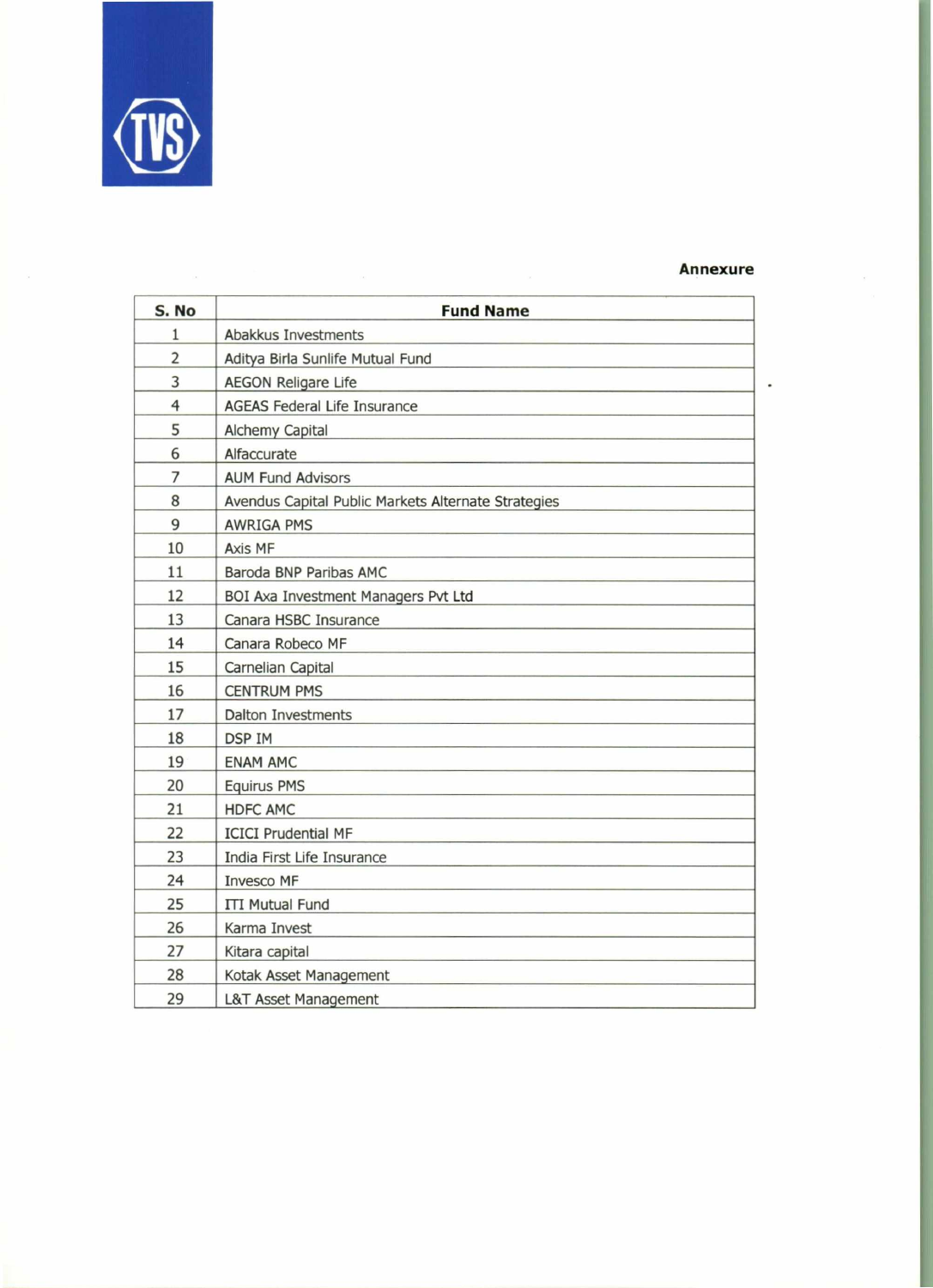**Annexure**

| S. No | Fund Name |
|---|---|
| 1 | Abakkus Investments |
| 2 | Aditya Birla Sunlife Mutual Fund |
| 3 | AEGON Religare Life |
| 4 | AGEAS Federal Life Insurance |
| 5 | Alchemy Capital |
| 6 | Alfaccurate |
| 7 | AUM Fund Advisors |
| 8 | Avendus Capital Public Markets Alternate Strategies |
| 9 | AWRIGA PMS |
| 10 | Axis MF |
| 11 | Baroda BNP Paribas AMC |
| 12 | BOI Axa Investment Managers Pvt Ltd |
| 13 | Canara HSBC Insurance |
| 14 | Canara Robeco MF |
| 15 | Carnelian Capital |
| 16 | CENTRUM PMS |
| 17 | Dalton Investments |
| 18 | DSP IM |
| 19 | ENAM AMC |
| 20 | Equirus PMS |
| 21 | HDFC AMC |
| 22 | ICICI Prudential MF |
| 23 | India First Life Insurance |
| 24 | Invesco MF |
| 25 | ITI Mutual Fund |
| 26 | Karma Invest |
| 27 | Kitara capital |
| 28 | Kotak Asset Management |
| 29 | L&T Asset Management |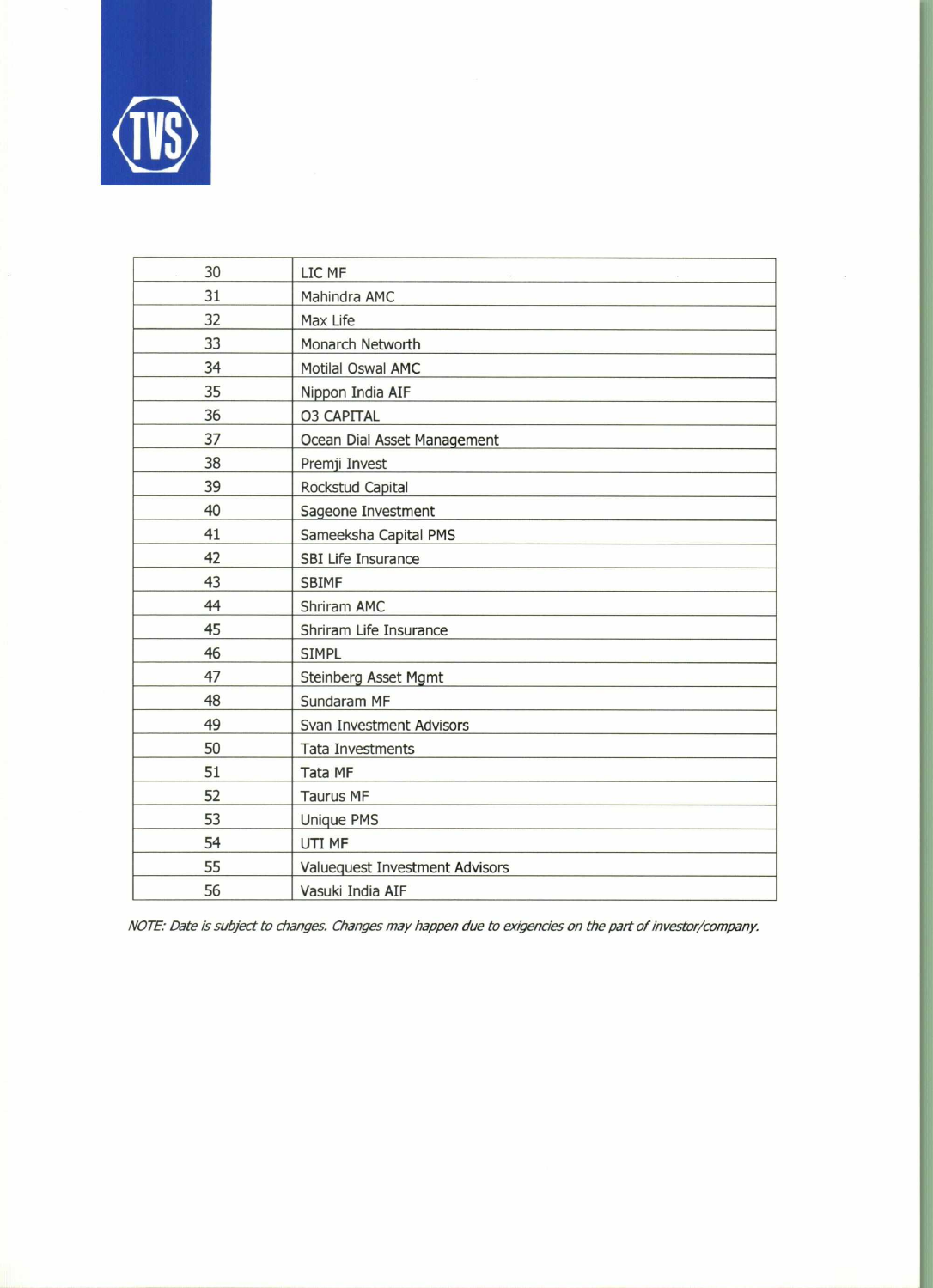| | |
|---|---|
| 30 | LIC MF |
| 31 | Mahindra AMC |
| 32 | Max Life |
| 33 | Monarch Networth |
| 34 | Motilal Oswal AMC |
| 35 | Nippon India AIF |
| 36 | O3 CAPITAL |
| 37 | Ocean Dial Asset Management |
| 38 | Premji Invest |
| 39 | Rockstud Capital |
| 40 | Sageone Investment |
| 41 | Sameeksha Capital PMS |
| 42 | SBI Life Insurance |
| 43 | SBIMF |
| 44 | Shriram AMC |
| 45 | Shriram Life Insurance |
| 46 | SIMPL |
| 47 | Steinberg Asset Mgmt |
| 48 | Sundaram MF |
| 49 | Svan Investment Advisors |
| 50 | Tata Investments |
| 51 | Tata MF |
| 52 | Taurus MF |
| 53 | Unique PMS |
| 54 | UTI MF |
| 55 | Valuequest Investment Advisors |
| 56 | Vasuki India AIF |

*NOTE: Date is subject to changes. Changes may happen due to exigencies on the part of investor/company.*